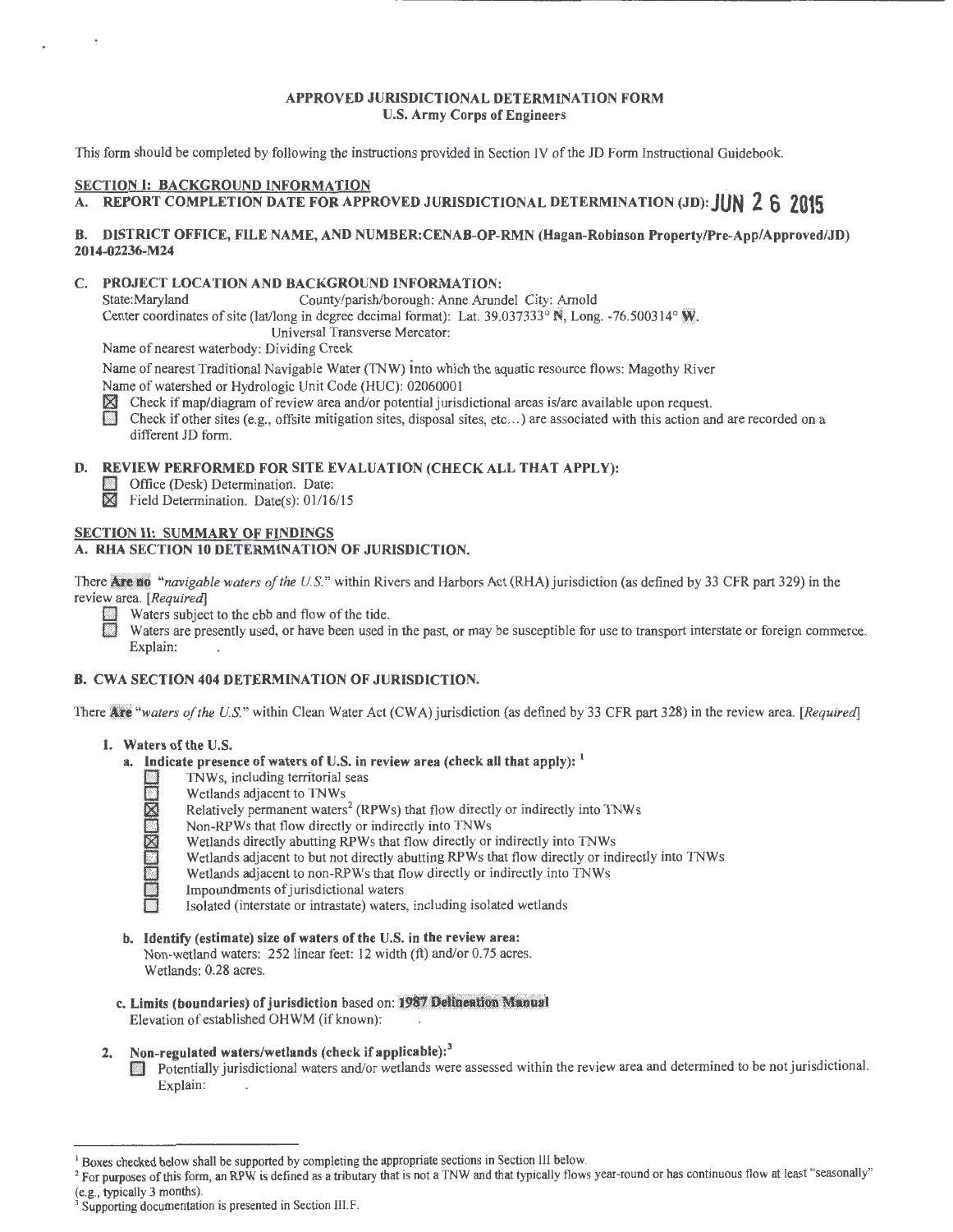# APPROVED JURISDICTIONAL DETERMINATION FORM
## U.S. Army Corps of Engineers

This form should be completed by following the instructions provided in Section IV of the JD Form Instructional Guidebook.

## SECTION I: BACKGROUND INFORMATION

**A. REPORT COMPLETION DATE FOR APPROVED JURISDICTIONAL DETERMINATION (JD): JUN 26 2015**

**B. DISTRICT OFFICE, FILE NAME, AND NUMBER: CENAB-OP-RMN (Hagan-Robinson Property/Pre-App/Approved/JD) 2014-02236-M24**

**C. PROJECT LOCATION AND BACKGROUND INFORMATION:**

State: Maryland County/parish/borough: Anne Arundel City: Arnold

Center coordinates of site (lat/long in degree decimal format): Lat. 39.037333° N, Long. -76.500314° W.

Universal Transverse Mercator:

Name of nearest waterbody: Dividing Creek

Name of nearest Traditional Navigable Water (TNW) into which the aquatic resource flows: Magothy River

Name of watershed or Hydrologic Unit Code (HUC): 02060001

- [x] Check if map/diagram of review area and/or potential jurisdictional areas is/are available upon request.
- [ ] Check if other sites (e.g., offsite mitigation sites, disposal sites, etc...) are associated with this action and are recorded on a different JD form.

**D. REVIEW PERFORMED FOR SITE EVALUATION (CHECK ALL THAT APPLY):**

- [ ] Office (Desk) Determination. Date:
- [x] Field Determination. Date(s): 01/16/15

## SECTION II: SUMMARY OF FINDINGS

**A. RHA SECTION 10 DETERMINATION OF JURISDICTION.**

There **Are no** "*navigable waters of the U.S.*" within Rivers and Harbors Act (RHA) jurisdiction (as defined by 33 CFR part 329) in the review area. [*Required*]

- [ ] Waters subject to the ebb and flow of the tide.
- [ ] Waters are presently used, or have been used in the past, or may be susceptible for use to transport interstate or foreign commerce. Explain:

**B. CWA SECTION 404 DETERMINATION OF JURISDICTION.**

There **Are** "*waters of the U.S.*" within Clean Water Act (CWA) jurisdiction (as defined by 33 CFR part 328) in the review area. [*Required*]

**1. Waters of the U.S.**

**a. Indicate presence of waters of U.S. in review area (check all that apply):** [1]

- [ ] TNWs, including territorial seas
- [ ] Wetlands adjacent to TNWs
- [x] Relatively permanent waters[2] (RPWs) that flow directly or indirectly into TNWs
- [ ] Non-RPWs that flow directly or indirectly into TNWs
- [x] Wetlands directly abutting RPWs that flow directly or indirectly into TNWs
- [ ] Wetlands adjacent to but not directly abutting RPWs that flow directly or indirectly into TNWs
- [ ] Wetlands adjacent to non-RPWs that flow directly or indirectly into TNWs
- [ ] Impoundments of jurisdictional waters
- [ ] Isolated (interstate or intrastate) waters, including isolated wetlands

**b. Identify (estimate) size of waters of the U.S. in the review area:**

Non-wetland waters: 252 linear feet: 12 width (ft) and/or 0.75 acres.

Wetlands: 0.28 acres.

**c. Limits (boundaries) of jurisdiction** based on: **1987 Delineation Manual**

Elevation of established OHWM (if known):

**2. Non-regulated waters/wetlands (check if applicable):** [3]

- [ ] Potentially jurisdictional waters and/or wetlands were assessed within the review area and determined to be not jurisdictional. Explain:

---

[1] Boxes checked below shall be supported by completing the appropriate sections in Section III below.

[2] For purposes of this form, an RPW is defined as a tributary that is not a TNW and that typically flows year-round or has continuous flow at least "seasonally" (e.g., typically 3 months).

[3] Supporting documentation is presented in Section III.F.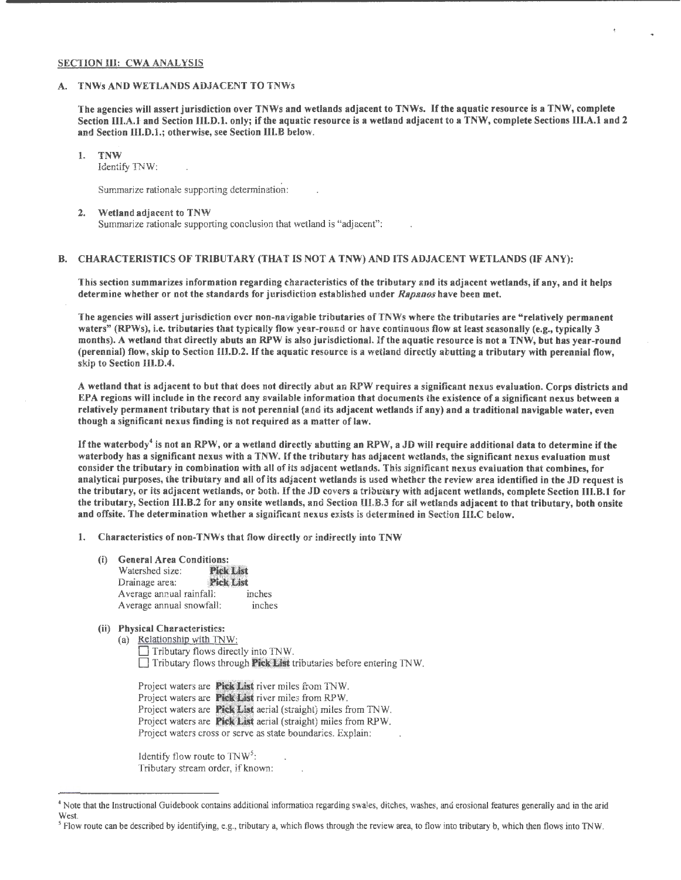## SECTION III: CWA ANALYSIS

### A. TNWs AND WETLANDS ADJACENT TO TNWs

**The agencies will assert jurisdiction over TNWs and wetlands adjacent to TNWs. If the aquatic resource is a TNW, complete Section III.A.1 and Section III.D.1. only; if the aquatic resource is a wetland adjacent to a TNW, complete Sections III.A.1 and 2 and Section III.D.1.; otherwise, see Section III.B below.**

1. **TNW**
   Identify TNW:

   Summarize rationale supporting determination:

2. **Wetland adjacent to TNW**
   Summarize rationale supporting conclusion that wetland is "adjacent":

### B. CHARACTERISTICS OF TRIBUTARY (THAT IS NOT A TNW) AND ITS ADJACENT WETLANDS (IF ANY):

**This section summarizes information regarding characteristics of the tributary and its adjacent wetlands, if any, and it helps determine whether or not the standards for jurisdiction established under *Rapanos* have been met.**

**The agencies will assert jurisdiction over non-navigable tributaries of TNWs where the tributaries are "relatively permanent waters" (RPWs), i.e. tributaries that typically flow year-round or have continuous flow at least seasonally (e.g., typically 3 months). A wetland that directly abuts an RPW is also jurisdictional. If the aquatic resource is not a TNW, but has year-round (perennial) flow, skip to Section III.D.2. If the aquatic resource is a wetland directly abutting a tributary with perennial flow, skip to Section III.D.4.**

**A wetland that is adjacent to but that does not directly abut an RPW requires a significant nexus evaluation. Corps districts and EPA regions will include in the record any available information that documents the existence of a significant nexus between a relatively permanent tributary that is not perennial (and its adjacent wetlands if any) and a traditional navigable water, even though a significant nexus finding is not required as a matter of law.**

**If the waterbody[4] is not an RPW, or a wetland directly abutting an RPW, a JD will require additional data to determine if the waterbody has a significant nexus with a TNW. If the tributary has adjacent wetlands, the significant nexus evaluation must consider the tributary in combination with all of its adjacent wetlands. This significant nexus evaluation that combines, for analytical purposes, the tributary and all of its adjacent wetlands is used whether the review area identified in the JD request is the tributary, or its adjacent wetlands, or both. If the JD covers a tributary with adjacent wetlands, complete Section III.B.1 for the tributary, Section III.B.2 for any onsite wetlands, and Section III.B.3 for all wetlands adjacent to that tributary, both onsite and offsite. The determination whether a significant nexus exists is determined in Section III.C below.**

1. **Characteristics of non-TNWs that flow directly or indirectly into TNW**

   (i) **General Area Conditions:**
   Watershed size: **Pick List**
   Drainage area: **Pick List**
   Average annual rainfall: inches
   Average annual snowfall: inches

   (ii) **Physical Characteristics:**
   (a) Relationship with TNW:
   ☐ Tributary flows directly into TNW.
   ☐ Tributary flows through **Pick List** tributaries before entering TNW.

   Project waters are **Pick List** river miles from TNW.
   Project waters are **Pick List** river miles from RPW.
   Project waters are **Pick List** aerial (straight) miles from TNW.
   Project waters are **Pick List** aerial (straight) miles from RPW.
   Project waters cross or serve as state boundaries. Explain:

   Identify flow route to TNW[5]:
   Tributary stream order, if known:

---

[4] Note that the Instructional Guidebook contains additional information regarding swales, ditches, washes, and erosional features generally and in the arid West.

[5] Flow route can be described by identifying, e.g., tributary a, which flows through the review area, to flow into tributary b, which then flows into TNW.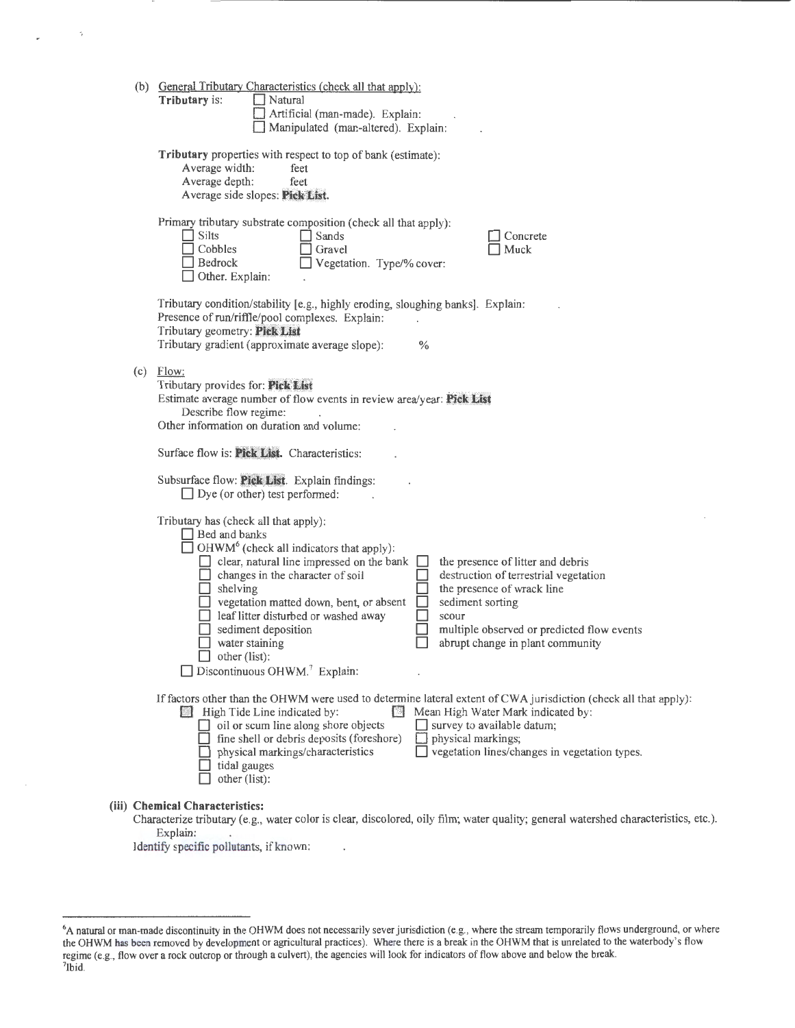(b) General Tributary Characteristics (check all that apply):

**Tributary** is: ☐ Natural
☐ Artificial (man-made). Explain: .
☐ Manipulated (man-altered). Explain: .

**Tributary** properties with respect to top of bank (estimate):
Average width: feet
Average depth: feet
Average side slopes: **Pick List.**

Primary tributary substrate composition (check all that apply):

☐ Silts ☐ Sands ☐ Concrete
☐ Cobbles ☐ Gravel ☐ Muck
☐ Bedrock ☐ Vegetation. Type/% cover:
☐ Other. Explain: .

Tributary condition/stability [e.g., highly eroding, sloughing banks]. Explain: .
Presence of run/riffle/pool complexes. Explain: .
Tributary geometry: **Pick List**
Tributary gradient (approximate average slope): %

(c) Flow:

Tributary provides for: **Pick List**
Estimate average number of flow events in review area/year: **Pick List**
Describe flow regime: .
Other information on duration and volume: .

Surface flow is: **Pick List.** Characteristics: .

Subsurface flow: **Pick List**. Explain findings: .
☐ Dye (or other) test performed: .

Tributary has (check all that apply):
☐ Bed and banks
☐ OHWM[6] (check all indicators that apply):
☐ clear, natural line impressed on the bank
☐ changes in the character of soil
☐ shelving
☐ vegetation matted down, bent, or absent
☐ leaf litter disturbed or washed away
☐ sediment deposition
☐ water staining
☐ other (list):
☐ the presence of litter and debris
☐ destruction of terrestrial vegetation
☐ the presence of wrack line
☐ sediment sorting
☐ scour
☐ multiple observed or predicted flow events
☐ abrupt change in plant community
☐ Discontinuous OHWM.[7] Explain: .

If factors other than the OHWM were used to determine lateral extent of CWA jurisdiction (check all that apply):
☐ High Tide Line indicated by:
☐ oil or scum line along shore objects
☐ fine shell or debris deposits (foreshore)
☐ physical markings/characteristics
☐ tidal gauges
☐ other (list):
☐ Mean High Water Mark indicated by:
☐ survey to available datum;
☐ physical markings;
☐ vegetation lines/changes in vegetation types.

**(iii) Chemical Characteristics:**

Characterize tributary (e.g., water color is clear, discolored, oily film; water quality; general watershed characteristics, etc.). Explain: .

Identify specific pollutants, if known: .

---

[6]A natural or man-made discontinuity in the OHWM does not necessarily sever jurisdiction (e.g., where the stream temporarily flows underground, or where the OHWM has been removed by development or agricultural practices). Where there is a break in the OHWM that is unrelated to the waterbody's flow regime (e.g., flow over a rock outcrop or through a culvert), the agencies will look for indicators of flow above and below the break.

[7]Ibid.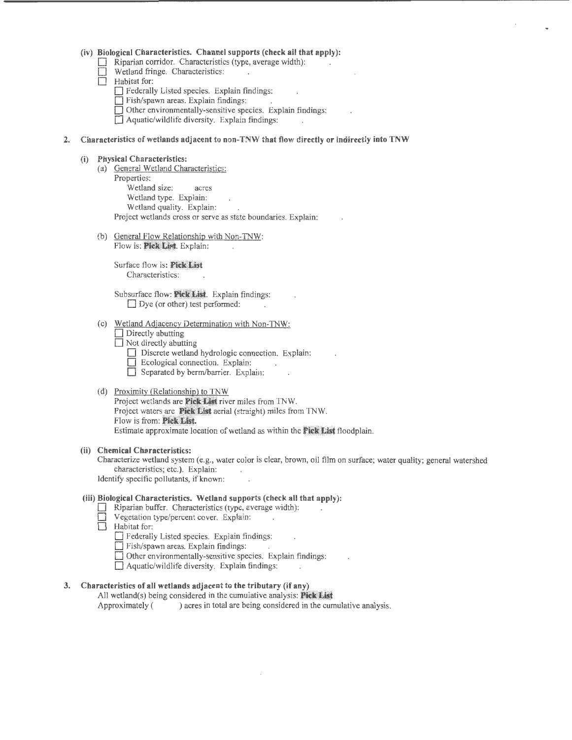#### (iv) Biological Characteristics. Channel supports (check all that apply):

- ☐ Riparian corridor. Characteristics (type, average width): .
- ☐ Wetland fringe. Characteristics: .
- ☐ Habitat for:
  - ☐ Federally Listed species. Explain findings: .
  - ☐ Fish/spawn areas. Explain findings: .
  - ☐ Other environmentally-sensitive species. Explain findings: .
  - ☐ Aquatic/wildlife diversity. Explain findings: .

### 2. Characteristics of wetlands adjacent to non-TNW that flow directly or indirectly into TNW

#### (i) Physical Characteristics:

(a) General Wetland Characteristics:

Properties:

Wetland size: acres

Wetland type. Explain: .

Wetland quality. Explain: .

Project wetlands cross or serve as state boundaries. Explain: .

(b) General Flow Relationship with Non-TNW:

Flow is: **Pick List**. Explain: .

Surface flow is: **Pick List**

Characteristics: .

Subsurface flow: **Pick List**. Explain findings: .

☐ Dye (or other) test performed: .

(c) Wetland Adjacency Determination with Non-TNW:

- ☐ Directly abutting
- ☐ Not directly abutting
  - ☐ Discrete wetland hydrologic connection. Explain: .
  - ☐ Ecological connection. Explain: .
  - ☐ Separated by berm/barrier. Explain: .

(d) Proximity (Relationship) to TNW

Project wetlands are **Pick List** river miles from TNW.

Project waters are **Pick List** aerial (straight) miles from TNW.

Flow is from: **Pick List.**

Estimate approximate location of wetland as within the **Pick List** floodplain.

#### (ii) Chemical Characteristics:

Characterize wetland system (e.g., water color is clear, brown, oil film on surface; water quality; general watershed characteristics; etc.). Explain: .

Identify specific pollutants, if known: .

#### (iii) Biological Characteristics. Wetland supports (check all that apply):

- ☐ Riparian buffer. Characteristics (type, average width): .
- ☐ Vegetation type/percent cover. Explain: .
- ☐ Habitat for:
  - ☐ Federally Listed species. Explain findings: .
  - ☐ Fish/spawn areas. Explain findings: .
  - ☐ Other environmentally-sensitive species. Explain findings: .
  - ☐ Aquatic/wildlife diversity. Explain findings: .

### 3. Characteristics of all wetlands adjacent to the tributary (if any)

All wetland(s) being considered in the cumulative analysis: **Pick List**

Approximately ( ) acres in total are being considered in the cumulative analysis.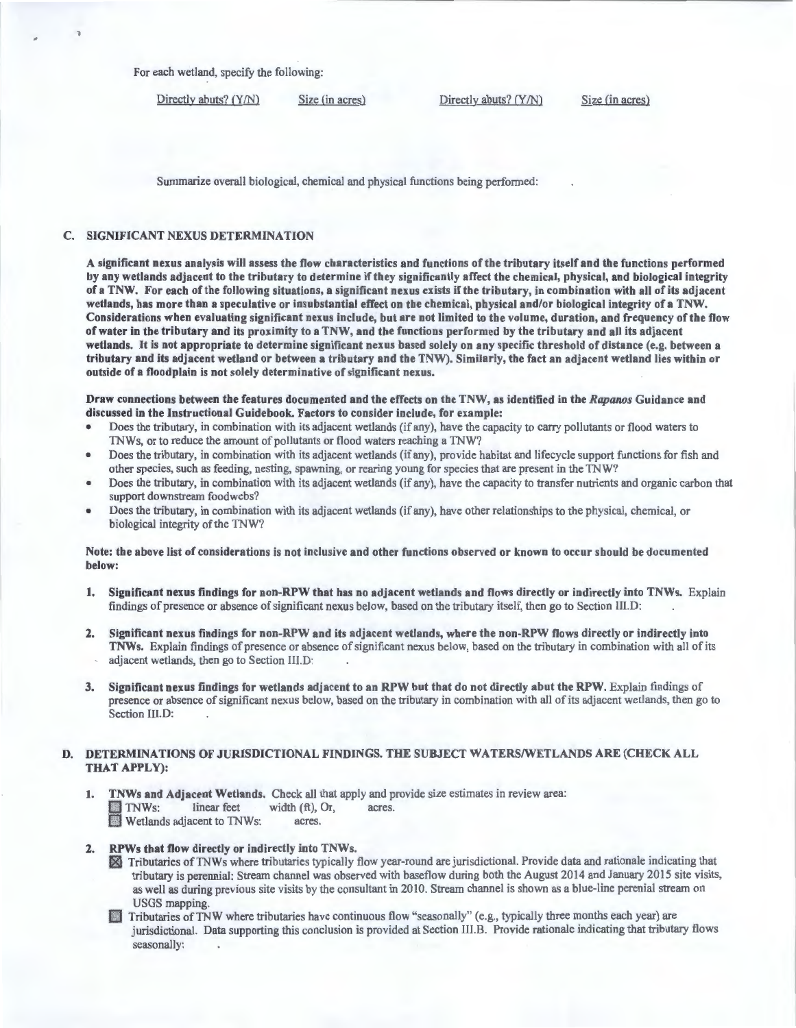For each wetland, specify the following:

| Directly abuts? (Y/N) | Size (in acres) | Directly abuts? (Y/N) | Size (in acres) |
|---|---|---|---|

Summarize overall biological, chemical and physical functions being performed: .

## C. SIGNIFICANT NEXUS DETERMINATION

**A significant nexus analysis will assess the flow characteristics and functions of the tributary itself and the functions performed by any wetlands adjacent to the tributary to determine if they significantly affect the chemical, physical, and biological integrity of a TNW. For each of the following situations, a significant nexus exists if the tributary, in combination with all of its adjacent wetlands, has more than a speculative or insubstantial effect on the chemical, physical and/or biological integrity of a TNW. Considerations when evaluating significant nexus include, but are not limited to the volume, duration, and frequency of the flow of water in the tributary and its proximity to a TNW, and the functions performed by the tributary and all its adjacent wetlands. It is not appropriate to determine significant nexus based solely on any specific threshold of distance (e.g. between a tributary and its adjacent wetland or between a tributary and the TNW). Similarly, the fact an adjacent wetland lies within or outside of a floodplain is not solely determinative of significant nexus.**

**Draw connections between the features documented and the effects on the TNW, as identified in the *Rapanos* Guidance and discussed in the Instructional Guidebook. Factors to consider include, for example:**

- Does the tributary, in combination with its adjacent wetlands (if any), have the capacity to carry pollutants or flood waters to TNWs, or to reduce the amount of pollutants or flood waters reaching a TNW?
- Does the tributary, in combination with its adjacent wetlands (if any), provide habitat and lifecycle support functions for fish and other species, such as feeding, nesting, spawning, or rearing young for species that are present in the TNW?
- Does the tributary, in combination with its adjacent wetlands (if any), have the capacity to transfer nutrients and organic carbon that support downstream foodwebs?
- Does the tributary, in combination with its adjacent wetlands (if any), have other relationships to the physical, chemical, or biological integrity of the TNW?

**Note: the above list of considerations is not inclusive and other functions observed or known to occur should be documented below:**

1. **Significant nexus findings for non-RPW that has no adjacent wetlands and flows directly or indirectly into TNWs.** Explain findings of presence or absence of significant nexus below, based on the tributary itself, then go to Section III.D: .

2. **Significant nexus findings for non-RPW and its adjacent wetlands, where the non-RPW flows directly or indirectly into TNWs.** Explain findings of presence or absence of significant nexus below, based on the tributary in combination with all of its adjacent wetlands, then go to Section III.D: .

3. **Significant nexus findings for wetlands adjacent to an RPW but that do not directly abut the RPW.** Explain findings of presence or absence of significant nexus below, based on the tributary in combination with all of its adjacent wetlands, then go to Section III.D: .

## D. DETERMINATIONS OF JURISDICTIONAL FINDINGS. THE SUBJECT WATERS/WETLANDS ARE (CHECK ALL THAT APPLY):

1. **TNWs and Adjacent Wetlands.** Check all that apply and provide size estimates in review area:
   - ☐ TNWs: linear feet width (ft), Or, acres.
   - ☐ Wetlands adjacent to TNWs: acres.

2. **RPWs that flow directly or indirectly into TNWs.**
   - ☒ Tributaries of TNWs where tributaries typically flow year-round are jurisdictional. Provide data and rationale indicating that tributary is perennial: Stream channel was observed with baseflow during both the August 2014 and January 2015 site visits, as well as during previous site visits by the consultant in 2010. Stream channel is shown as a blue-line perenial stream on USGS mapping.
   - ☐ Tributaries of TNW where tributaries have continuous flow "seasonally" (e.g., typically three months each year) are jurisdictional. Data supporting this conclusion is provided at Section III.B. Provide rationale indicating that tributary flows seasonally: .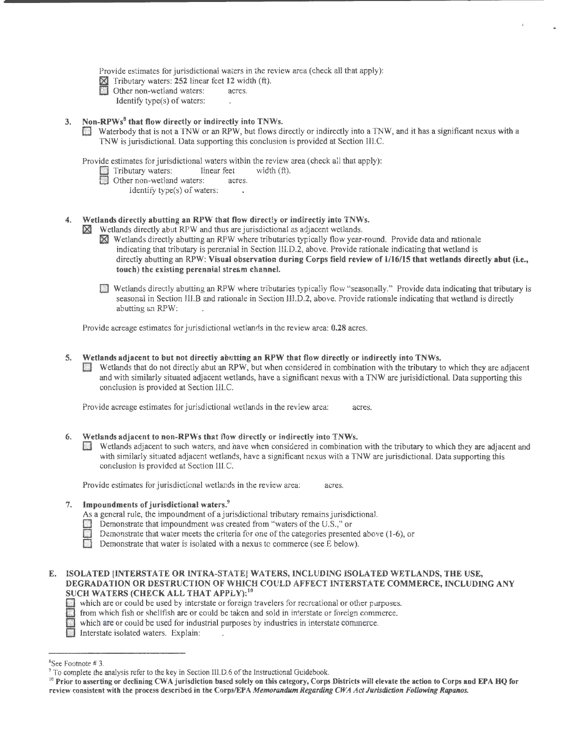Provide estimates for jurisdictional waters in the review area (check all that apply):

☒ Tributary waters: **252** linear feet **12** width (ft).

☐ Other non-wetland waters: acres.

Identify type(s) of waters: .

3. **Non-RPWs[8] that flow directly or indirectly into TNWs.**

☐ Waterbody that is not a TNW or an RPW, but flows directly or indirectly into a TNW, and it has a significant nexus with a TNW is jurisdictional. Data supporting this conclusion is provided at Section III.C.

Provide estimates for jurisdictional waters within the review area (check all that apply):

☐ Tributary waters: linear feet width (ft).

☐ Other non-wetland waters: acres.

Identify type(s) of waters: .

4. **Wetlands directly abutting an RPW that flow directly or indirectly into TNWs.**

☒ Wetlands directly abut RPW and thus are jurisdictional as adjacent wetlands.

☒ Wetlands directly abutting an RPW where tributaries typically flow year-round. Provide data and rationale indicating that tributary is perennial in Section III.D.2, above. Provide rationale indicating that wetland is directly abutting an RPW: **Visual observation during Corps field review of 1/16/15 that wetlands directly abut (i.e., touch) the existing perennial stream channel.**

☐ Wetlands directly abutting an RPW where tributaries typically flow "seasonally." Provide data indicating that tributary is seasonal in Section III.B and rationale in Section III.D.2, above. Provide rationale indicating that wetland is directly abutting an RPW: .

Provide acreage estimates for jurisdictional wetlands in the review area: **0.28** acres.

5. **Wetlands adjacent to but not directly abutting an RPW that flow directly or indirectly into TNWs.**

☐ Wetlands that do not directly abut an RPW, but when considered in combination with the tributary to which they are adjacent and with similarly situated adjacent wetlands, have a significant nexus with a TNW are jurisidictional. Data supporting this conclusion is provided at Section III.C.

Provide acreage estimates for jurisdictional wetlands in the review area: acres.

6. **Wetlands adjacent to non-RPWs that flow directly or indirectly into TNWs.**

☐ Wetlands adjacent to such waters, and have when considered in combination with the tributary to which they are adjacent and with similarly situated adjacent wetlands, have a significant nexus with a TNW are jurisdictional. Data supporting this conclusion is provided at Section III.C.

Provide estimates for jurisdictional wetlands in the review area: acres.

7. **Impoundments of jurisdictional waters.[9]**

As a general rule, the impoundment of a jurisdictional tributary remains jurisdictional.

☐ Demonstrate that impoundment was created from "waters of the U.S.," or

☐ Demonstrate that water meets the criteria for one of the categories presented above (1-6), or

☐ Demonstrate that water is isolated with a nexus to commerce (see E below).

## E. ISOLATED [INTERSTATE OR INTRA-STATE] WATERS, INCLUDING ISOLATED WETLANDS, THE USE, DEGRADATION OR DESTRUCTION OF WHICH COULD AFFECT INTERSTATE COMMERCE, INCLUDING ANY SUCH WATERS (CHECK ALL THAT APPLY):[10]

☐ which are or could be used by interstate or foreign travelers for recreational or other purposes.

☐ from which fish or shellfish are or could be taken and sold in interstate or foreign commerce.

☐ which are or could be used for industrial purposes by industries in interstate commerce.

☐ Interstate isolated waters. Explain: .

---

[8] See Footnote # 3.

[9] To complete the analysis refer to the key in Section III.D.6 of the Instructional Guidebook.

[10] **Prior to asserting or declining CWA jurisdiction based solely on this category, Corps Districts will elevate the action to Corps and EPA HQ for review consistent with the process described in the Corps/EPA *Memorandum Regarding CWA Act Jurisdiction Following Rapanos.***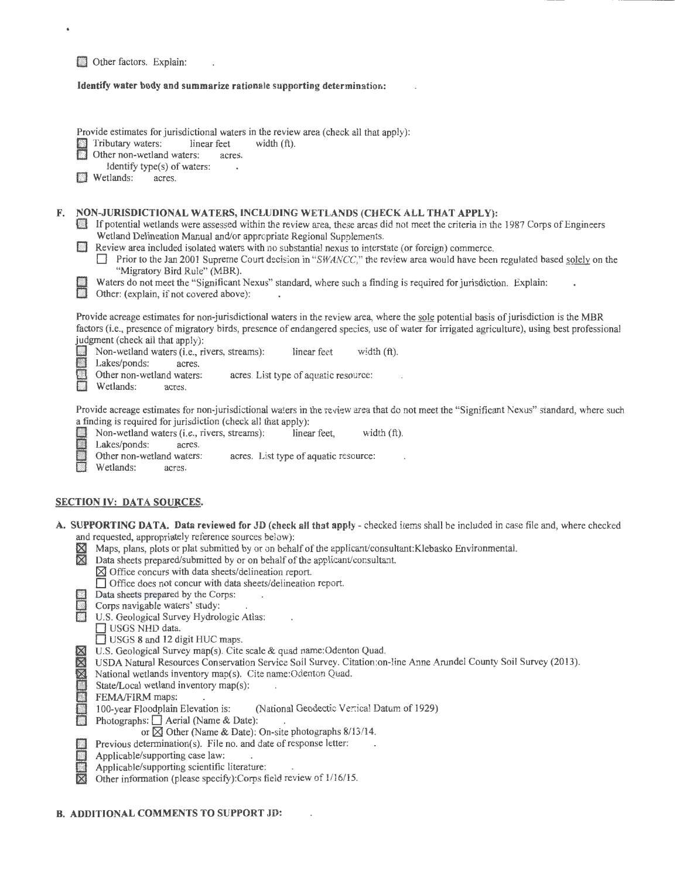☐ Other factors. Explain: .

**Identify water body and summarize rationale supporting determination:** .

Provide estimates for jurisdictional waters in the review area (check all that apply):

☐ Tributary waters: linear feet width (ft).
☐ Other non-wetland waters: acres.
Identify type(s) of waters: .
☐ Wetlands: acres.

**F. NON-JURISDICTIONAL WATERS, INCLUDING WETLANDS (CHECK ALL THAT APPLY):**

☐ If potential wetlands were assessed within the review area, these areas did not meet the criteria in the 1987 Corps of Engineers Wetland Delineation Manual and/or appropriate Regional Supplements.
☐ Review area included isolated waters with no substantial nexus to interstate (or foreign) commerce.
☐ Prior to the Jan 2001 Supreme Court decision in "*SWANCC*," the review area would have been regulated based solely on the "Migratory Bird Rule" (MBR).
☐ Waters do not meet the "Significant Nexus" standard, where such a finding is required for jurisdiction. Explain: .
☐ Other: (explain, if not covered above): .

Provide acreage estimates for non-jurisdictional waters in the review area, where the sole potential basis of jurisdiction is the MBR factors (i.e., presence of migratory birds, presence of endangered species, use of water for irrigated agriculture), using best professional judgment (check all that apply):

☐ Non-wetland waters (i.e., rivers, streams): linear feet width (ft).
☐ Lakes/ponds: acres.
☐ Other non-wetland waters: acres. List type of aquatic resource: .
☐ Wetlands: acres.

Provide acreage estimates for non-jurisdictional waters in the review area that do not meet the "Significant Nexus" standard, where such a finding is required for jurisdiction (check all that apply):

☐ Non-wetland waters (i.e., rivers, streams): linear feet, width (ft).
☐ Lakes/ponds: acres.
☐ Other non-wetland waters: acres. List type of aquatic resource: .
☐ Wetlands: acres.

## SECTION IV: DATA SOURCES.

**A. SUPPORTING DATA. Data reviewed for JD (check all that apply** - checked items shall be included in case file and, where checked and requested, appropriately reference sources below):

☒ Maps, plans, plots or plat submitted by or on behalf of the applicant/consultant:Klebasko Environmental.
☒ Data sheets prepared/submitted by or on behalf of the applicant/consultant.
☒ Office concurs with data sheets/delineation report.
☐ Office does not concur with data sheets/delineation report.
☐ Data sheets prepared by the Corps: .
☐ Corps navigable waters' study: .
☐ U.S. Geological Survey Hydrologic Atlas: .
☐ USGS NHD data.
☐ USGS 8 and 12 digit HUC maps.
☒ U.S. Geological Survey map(s). Cite scale & quad name:Odenton Quad.
☒ USDA Natural Resources Conservation Service Soil Survey. Citation:on-line Anne Arundel County Soil Survey (2013).
☒ National wetlands inventory map(s). Cite name:Odenton Quad.
☐ State/Local wetland inventory map(s): .
☐ FEMA/FIRM maps: .
☐ 100-year Floodplain Elevation is: (National Geodectic Vertical Datum of 1929)
☐ Photographs: ☐ Aerial (Name & Date): .
or ☒ Other (Name & Date): On-site photographs 8/13/14.
☐ Previous determination(s). File no. and date of response letter: .
☐ Applicable/supporting case law: .
☐ Applicable/supporting scientific literature: .
☒ Other information (please specify):Corps field review of 1/16/15.

**B. ADDITIONAL COMMENTS TO SUPPORT JD:** .